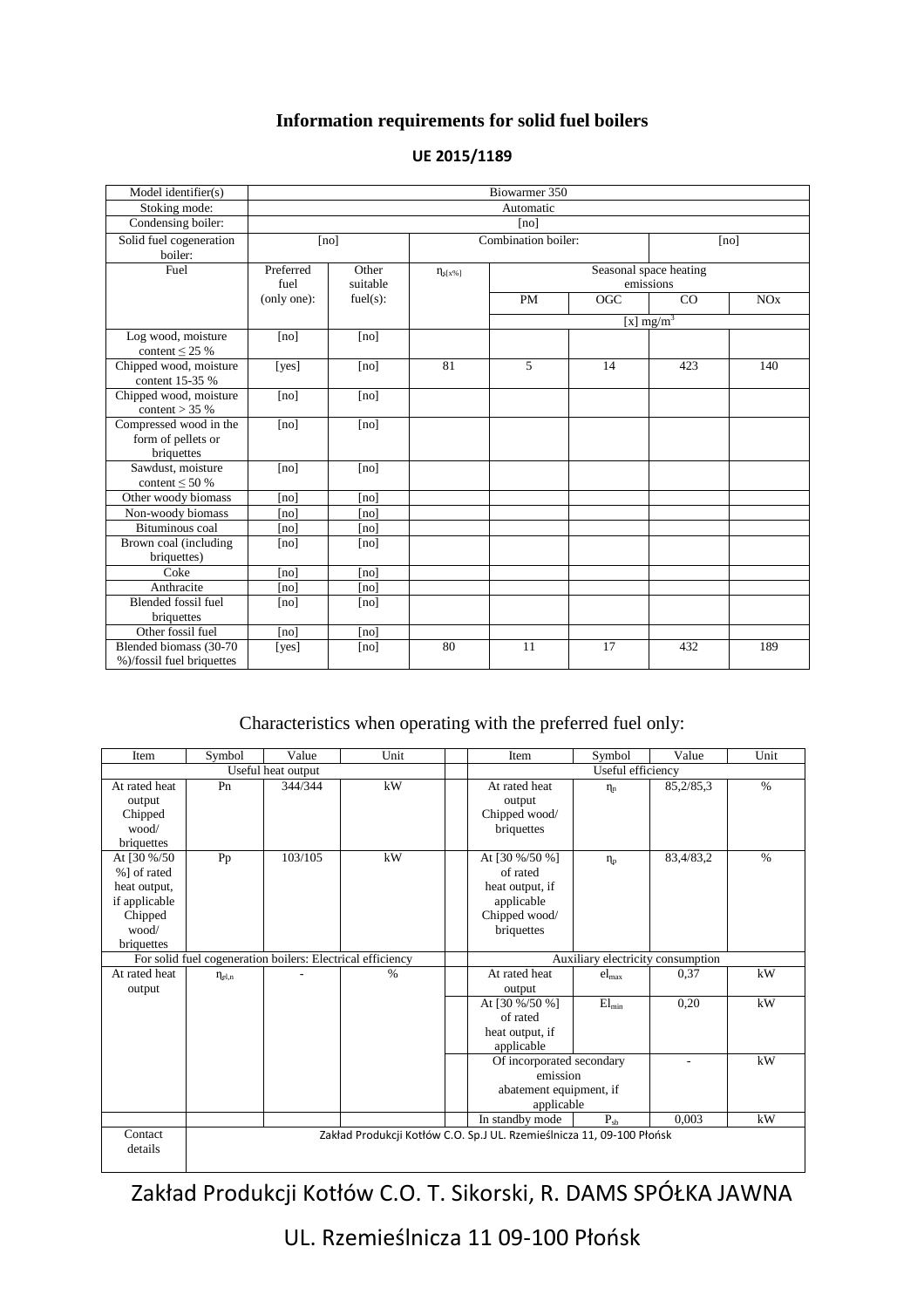# Information requirements for solid fuel boilers

## UE 2015/1189

| Model identifier(s) | Biowarmer 350 | | | | | | | |
|---|---|---|---|---|---|---|---|---|
| Stoking mode: | Automatic | | | | | | | |
| Condensing boiler: | [no] | | | | | | | |
| Solid fuel cogeneration boiler: | [no] | | Combination boiler: | | | | [no] | |
| Fuel | Preferred fuel (only one): | Other suitable fuel(s): | $\eta_{s[x\%]}$ | Seasonal space heating emissions | | | | |
| | | | | PM | OGC | CO | NOx | |
| | | | | [x] mg/m$^3$ | | | | |
| Log wood, moisture content ≤ 25 % | [no] | [no] | | | | | | |
| Chipped wood, moisture content 15-35 % | [yes] | [no] | 81 | 5 | 14 | 423 | 140 | |
| Chipped wood, moisture content > 35 % | [no] | [no] | | | | | | |
| Compressed wood in the form of pellets or briquettes | [no] | [no] | | | | | | |
| Sawdust, moisture content ≤ 50 % | [no] | [no] | | | | | | |
| Other woody biomass | [no] | [no] | | | | | | |
| Non-woody biomass | [no] | [no] | | | | | | |
| Bituminous coal | [no] | [no] | | | | | | |
| Brown coal (including briquettes) | [no] | [no] | | | | | | |
| Coke | [no] | [no] | | | | | | |
| Anthracite | [no] | [no] | | | | | | |
| Blended fossil fuel briquettes | [no] | [no] | | | | | | |
| Other fossil fuel | [no] | [no] | | | | | | |
| Blended biomass (30-70 %)/fossil fuel briquettes | [yes] | [no] | 80 | 11 | 17 | 432 | 189 | |

Characteristics when operating with the preferred fuel only:

| Item | Symbol | Value | Unit | | Item | Symbol | Value | Unit |
|---|---|---|---|---|---|---|---|---|
| Useful heat output | | | | | Useful efficiency | | | |
| At rated heat output Chipped wood/ briquettes | Pn | 344/344 | kW | | At rated heat output Chipped wood/ briquettes | $\eta_n$ | 85,2/85,3 | % |
| At [30 %/50 %] of rated heat output, if applicable Chipped wood/ briquettes | Pp | 103/105 | kW | | At [30 %/50 %] of rated heat output, if applicable Chipped wood/ briquettes | $\eta_p$ | 83,4/83,2 | % |
| For solid fuel cogeneration boilers: Electrical efficiency | | | | | Auxiliary electricity consumption | | | |
| At rated heat output | $\eta_{el,n}$ | - | % | | At rated heat output | $el_{max}$ | 0,37 | kW |
| | | | | | At [30 %/50 %] of rated heat output, if applicable | $El_{min}$ | 0,20 | kW |
| | | | | | Of incorporated secondary emission abatement equipment, if applicable | | - | kW |
| | | | | | In standby mode | $P_{sb}$ | 0,003 | kW |
| Contact details | Zakład Produkcji Kotłów C.O. Sp.J UL. Rzemieślnicza 11, 09-100 Płońsk | | | | | | | |

Zakład Produkcji Kotłów C.O. T. Sikorski, R. DAMS SPÓŁKA JAWNA

UL. Rzemieślnicza 11 09-100 Płońsk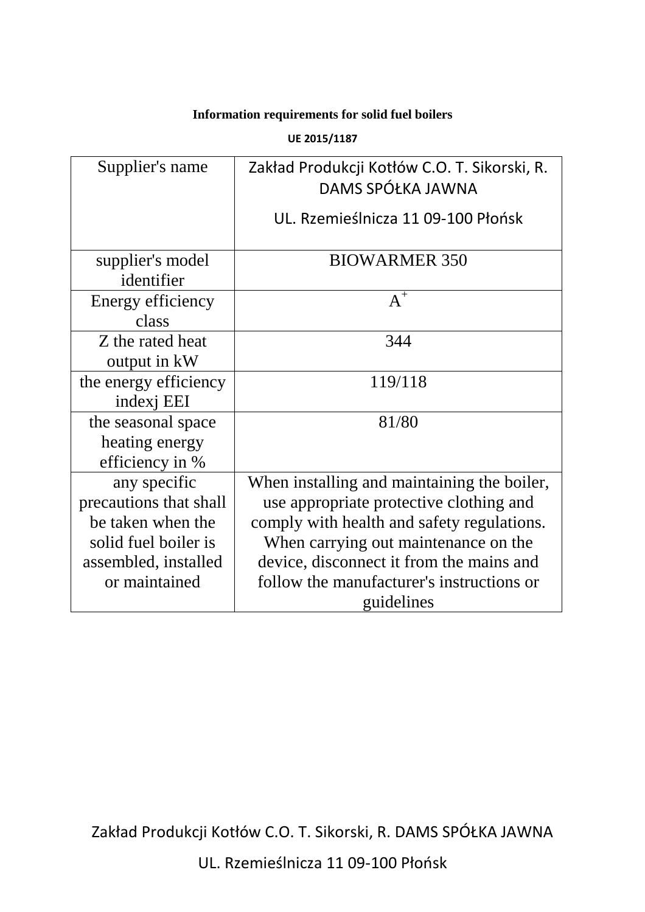**Information requirements for solid fuel boilers**

**UE 2015/1187**

| | |
|---|---|
| Supplier's name | Zakład Produkcji Kotłów C.O. T. Sikorski, R. DAMS SPÓŁKA JAWNA<br><br>UL. Rzemieślnicza 11 09-100 Płońsk |
| supplier's model identifier | BIOWARMER 350 |
| Energy efficiency class | $A^+$ |
| Z the rated heat output in kW | 344 |
| the energy efficiency indexj EEI | 119/118 |
| the seasonal space heating energy efficiency in % | 81/80 |
| any specific precautions that shall be taken when the solid fuel boiler is assembled, installed or maintained | When installing and maintaining the boiler, use appropriate protective clothing and comply with health and safety regulations. When carrying out maintenance on the device, disconnect it from the mains and follow the manufacturer's instructions or guidelines |

Zakład Produkcji Kotłów C.O. T. Sikorski, R. DAMS SPÓŁKA JAWNA

UL. Rzemieślnicza 11 09-100 Płońsk